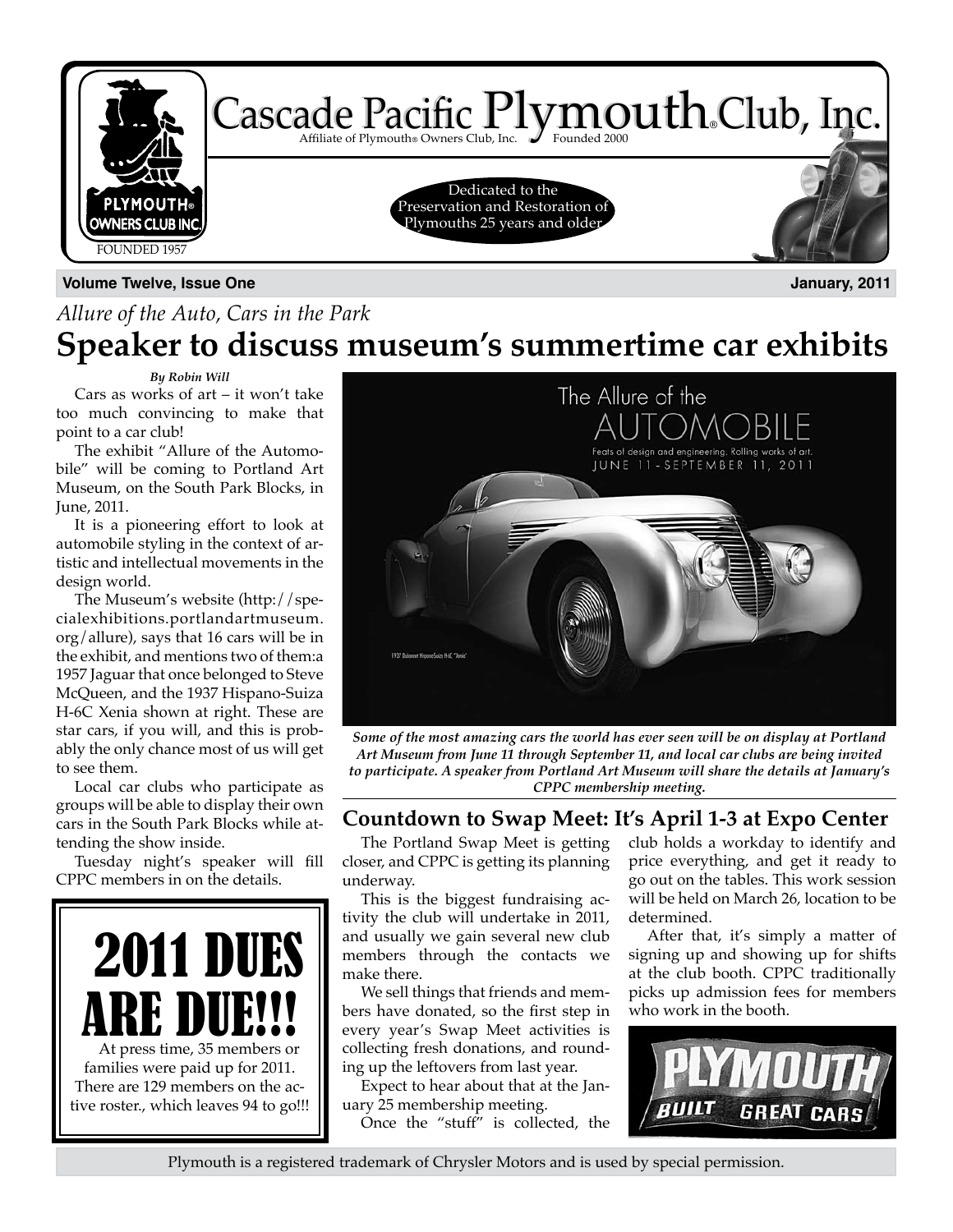# Cascade Pacific Plymouth® Club, Inc.

Affiliate of Plymouth® Owners Club, Inc. Founded 2000

PLYMOUTH® OWNERS CLUB INC. FOUNDED 1957

Dedicated to the Preservation and Restoration of Plymouths 25 years and older

**Volume Twelve, Issue One** **January, 2011**

*Allure of the Auto, Cars in the Park*

## Speaker to discuss museum's summertime car exhibits

***By Robin Will***

Cars as works of art – it won't take too much convincing to make that point to a car club!

The exhibit "Allure of the Automobile" will be coming to Portland Art Museum, on the South Park Blocks, in June, 2011.

It is a pioneering effort to look at automobile styling in the context of artistic and intellectual movements in the design world.

The Museum's website (http://specialexhibitions.portlandartmuseum.org/allure), says that 16 cars will be in the exhibit, and mentions two of them:a 1957 Jaguar that once belonged to Steve McQueen, and the 1937 Hispano-Suiza H-6C Xenia shown at right. These are star cars, if you will, and this is probably the only chance most of us will get to see them.

Local car clubs who participate as groups will be able to display their own cars in the South Park Blocks while attending the show inside.

Tuesday night's speaker will fill CPPC members in on the details.

The Allure of the AUTOMOBILE

Feats of design and engineering. Rolling works of art.

JUNE 11 - SEPTEMBER 11, 2011

1937 Dubonnet HispanoSuiza H-6C "Xenia"

***Some of the most amazing cars the world has ever seen will be on display at Portland Art Museum from June 11 through September 11, and local car clubs are being invited to participate. A speaker from Portland Art Museum will share the details at January's CPPC membership meeting.***

## 2011 DUES ARE DUE!!!

At press time, 35 members or families were paid up for 2011. There are 129 members on the active roster., which leaves 94 to go!!!

## Countdown to Swap Meet: It's April 1-3 at Expo Center

The Portland Swap Meet is getting closer, and CPPC is getting its planning underway.

This is the biggest fundraising activity the club will undertake in 2011, and usually we gain several new club members through the contacts we make there.

We sell things that friends and members have donated, so the first step in every year's Swap Meet activities is collecting fresh donations, and rounding up the leftovers from last year.

Expect to hear about that at the January 25 membership meeting.

Once the "stuff" is collected, the club holds a workday to identify and price everything, and get it ready to go out on the tables. This work session will be held on March 26, location to be determined.

After that, it's simply a matter of signing up and showing up for shifts at the club booth. CPPC traditionally picks up admission fees for members who work in the booth.

PLYMOUTH BUILT GREAT CARS

Plymouth is a registered trademark of Chrysler Motors and is used by special permission.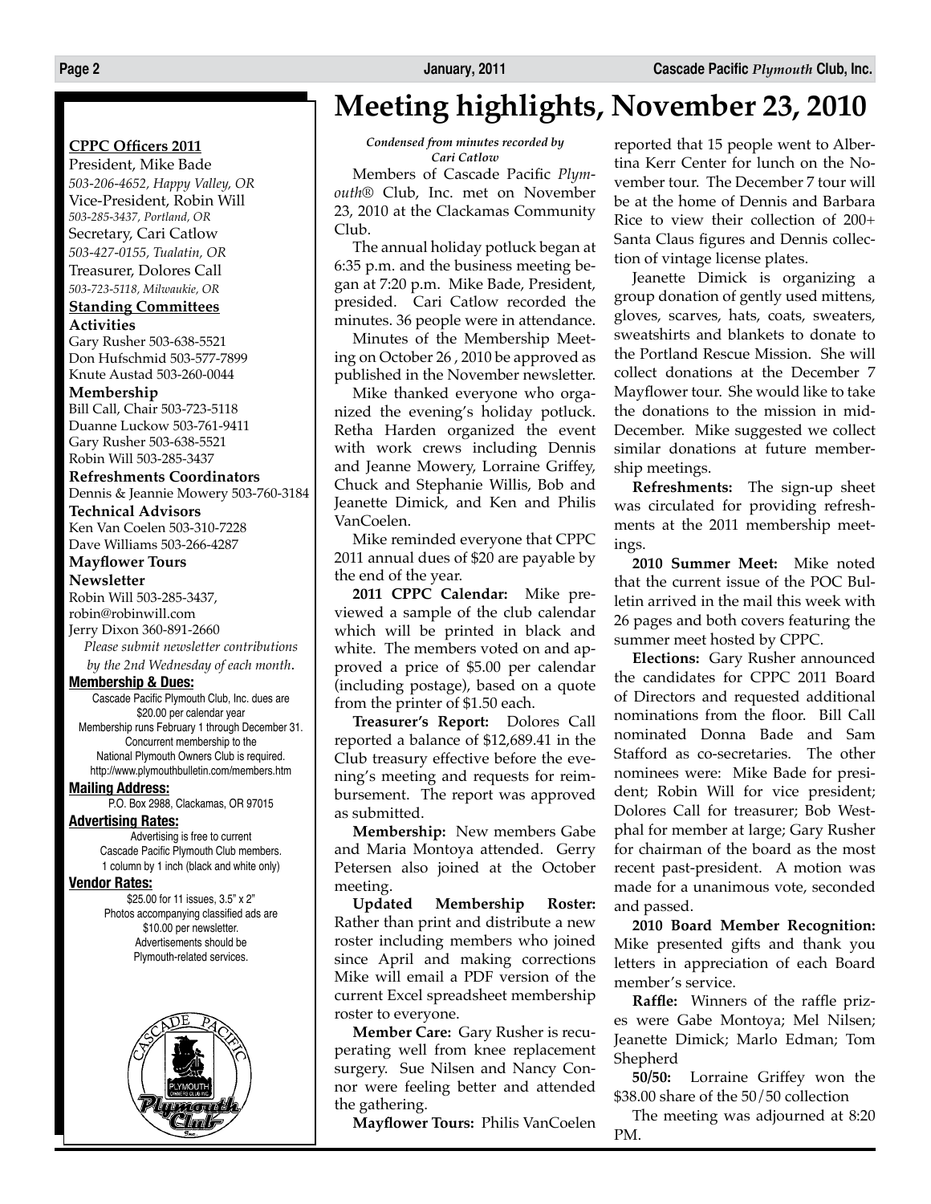# Meeting highlights, November 23, 2010

**CPPC Officers 2011**

President, Mike Bade
*503-206-4652, Happy Valley, OR*
Vice-President, Robin Will
*503-285-3437, Portland, OR*
Secretary, Cari Catlow
*503-427-0155, Tualatin, OR*
Treasurer, Dolores Call
*503-723-5118, Milwaukie, OR*

**Standing Committees**

**Activities**
Gary Rusher 503-638-5521
Don Hufschmid 503-577-7899
Knute Austad 503-260-0044

**Membership**
Bill Call, Chair 503-723-5118
Duanne Luckow 503-761-9411
Gary Rusher 503-638-5521
Robin Will 503-285-3437

**Refreshments Coordinators**
Dennis & Jeannie Mowery 503-760-3184

**Technical Advisors**
Ken Van Coelen 503-310-7228
Dave Williams 503-266-4287

**Mayflower Tours**

**Newsletter**
Robin Will 503-285-3437,
robin@robinwill.com
Jerry Dixon 360-891-2660

*Please submit newsletter contributions by the 2nd Wednesday of each month.*

**Membership & Dues:**
Cascade Pacific Plymouth Club, Inc. dues are $20.00 per calendar year
Membership runs February 1 through December 31.
Concurrent membership to the National Plymouth Owners Club is required.
http://www.plymouthbulletin.com/members.htm

**Mailing Address:**
P.O. Box 2988, Clackamas, OR 97015

**Advertising Rates:**
Advertising is free to current Cascade Pacific Plymouth Club members.
1 column by 1 inch (black and white only)

**Vendor Rates:**
$25.00 for 11 issues, 3.5" x 2"
Photos accompanying classified ads are $10.00 per newsletter.
Advertisements should be Plymouth-related services.

***Condensed from minutes recorded by Cari Catlow***

Members of Cascade Pacific *Plymouth*® Club, Inc. met on November 23, 2010 at the Clackamas Community Club.

The annual holiday potluck began at 6:35 p.m. and the business meeting began at 7:20 p.m. Mike Bade, President, presided. Cari Catlow recorded the minutes. 36 people were in attendance.

Minutes of the Membership Meeting on October 26 , 2010 be approved as published in the November newsletter.

Mike thanked everyone who organized the evening's holiday potluck. Retha Harden organized the event with work crews including Dennis and Jeanne Mowery, Lorraine Griffey, Chuck and Stephanie Willis, Bob and Jeanette Dimick, and Ken and Philis VanCoelen.

Mike reminded everyone that CPPC 2011 annual dues of $20 are payable by the end of the year.

**2011 CPPC Calendar:** Mike previewed a sample of the club calendar which will be printed in black and white. The members voted on and approved a price of $5.00 per calendar (including postage), based on a quote from the printer of $1.50 each.

**Treasurer's Report:** Dolores Call reported a balance of $12,689.41 in the Club treasury effective before the evening's meeting and requests for reimbursement. The report was approved as submitted.

**Membership:** New members Gabe and Maria Montoya attended. Gerry Petersen also joined at the October meeting.

**Updated Membership Roster:** Rather than print and distribute a new roster including members who joined since April and making corrections Mike will email a PDF version of the current Excel spreadsheet membership roster to everyone.

**Member Care:** Gary Rusher is recuperating well from knee replacement surgery. Sue Nilsen and Nancy Connor were feeling better and attended the gathering.

**Mayflower Tours:** Philis VanCoelen reported that 15 people went to Albertina Kerr Center for lunch on the November tour. The December 7 tour will be at the home of Dennis and Barbara Rice to view their collection of 200+ Santa Claus figures and Dennis collection of vintage license plates.

Jeanette Dimick is organizing a group donation of gently used mittens, gloves, scarves, hats, coats, sweaters, sweatshirts and blankets to donate to the Portland Rescue Mission. She will collect donations at the December 7 Mayflower tour. She would like to take the donations to the mission in mid-December. Mike suggested we collect similar donations at future membership meetings.

**Refreshments:** The sign-up sheet was circulated for providing refreshments at the 2011 membership meetings.

**2010 Summer Meet:** Mike noted that the current issue of the POC Bulletin arrived in the mail this week with 26 pages and both covers featuring the summer meet hosted by CPPC.

**Elections:** Gary Rusher announced the candidates for CPPC 2011 Board of Directors and requested additional nominations from the floor. Bill Call nominated Donna Bade and Sam Stafford as co-secretaries. The other nominees were: Mike Bade for president; Robin Will for vice president; Dolores Call for treasurer; Bob Westphal for member at large; Gary Rusher for chairman of the board as the most recent past-president. A motion was made for a unanimous vote, seconded and passed.

**2010 Board Member Recognition:** Mike presented gifts and thank you letters in appreciation of each Board member's service.

**Raffle:** Winners of the raffle prizes were Gabe Montoya; Mel Nilsen; Jeanette Dimick; Marlo Edman; Tom Shepherd

**50/50:** Lorraine Griffey won the $38.00 share of the 50/50 collection

The meeting was adjourned at 8:20 PM.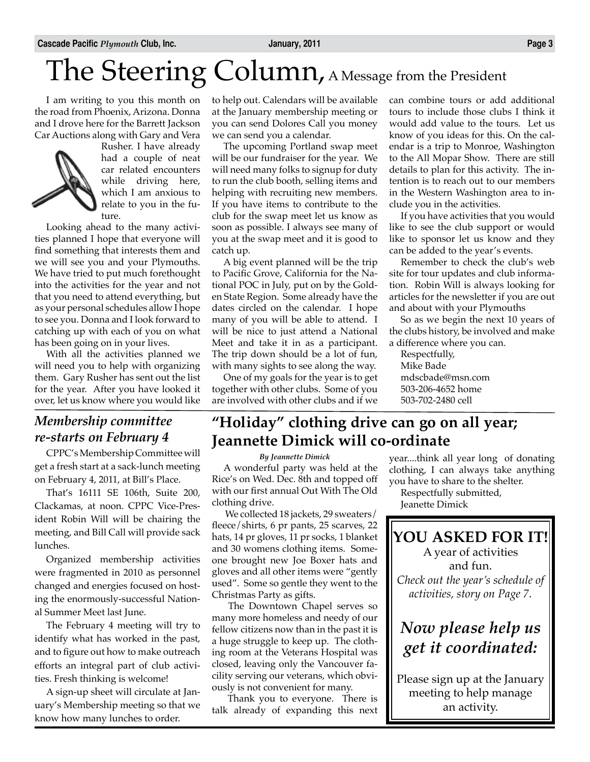# The Steering Column, A Message from the President

I am writing to you this month on the road from Phoenix, Arizona. Donna and I drove here for the Barrett Jackson Car Auctions along with Gary and Vera Rusher. I have already had a couple of neat car related encounters while driving here, which I am anxious to relate to you in the future.

Looking ahead to the many activities planned I hope that everyone will find something that interests them and we will see you and your Plymouths. We have tried to put much forethought into the activities for the year and not that you need to attend everything, but as your personal schedules allow I hope to see you. Donna and I look forward to catching up with each of you on what has been going on in your lives.

With all the activities planned we will need you to help with organizing them. Gary Rusher has sent out the list for the year. After you have looked it over, let us know where you would like to help out. Calendars will be available at the January membership meeting or you can send Dolores Call you money we can send you a calendar.

The upcoming Portland swap meet will be our fundraiser for the year. We will need many folks to signup for duty to run the club booth, selling items and helping with recruiting new members. If you have items to contribute to the club for the swap meet let us know as soon as possible. I always see many of you at the swap meet and it is good to catch up.

A big event planned will be the trip to Pacific Grove, California for the National POC in July, put on by the Golden State Region. Some already have the dates circled on the calendar. I hope many of you will be able to attend. I will be nice to just attend a National Meet and take it in as a participant. The trip down should be a lot of fun, with many sights to see along the way.

One of my goals for the year is to get together with other clubs. Some of you are involved with other clubs and if we can combine tours or add additional tours to include those clubs I think it would add value to the tours. Let us know of you ideas for this. On the calendar is a trip to Monroe, Washington to the All Mopar Show. There are still details to plan for this activity. The intention is to reach out to our members in the Western Washington area to include you in the activities.

If you have activities that you would like to see the club support or would like to sponsor let us know and they can be added to the year's events.

Remember to check the club's web site for tour updates and club information. Robin Will is always looking for articles for the newsletter if you are out and about with your Plymouths

So as we begin the next 10 years of the clubs history, be involved and make a difference where you can.

Respectfully,
Mike Bade
mdscbade@msn.com
503-206-4652 home
503-702-2480 cell

## *Membership committee re-starts on February 4*

CPPC's Membership Committee will get a fresh start at a sack-lunch meeting on February 4, 2011, at Bill's Place.

That's 16111 SE 106th, Suite 200, Clackamas, at noon. CPPC Vice-President Robin Will will be chairing the meeting, and Bill Call will provide sack lunches.

Organized membership activities were fragmented in 2010 as personnel changed and energies focused on hosting the enormously-successful National Summer Meet last June.

The February 4 meeting will try to identify what has worked in the past, and to figure out how to make outreach efforts an integral part of club activities. Fresh thinking is welcome!

A sign-up sheet will circulate at January's Membership meeting so that we know how many lunches to order.

## "Holiday" clothing drive can go on all year; Jeannette Dimick will co-ordinate

***By Jeannette Dimick***

A wonderful party was held at the Rice's on Wed. Dec. 8th and topped off with our first annual Out With The Old clothing drive.

We collected 18 jackets, 29 sweaters/fleece/shirts, 6 pr pants, 25 scarves, 22 hats, 14 pr gloves, 11 pr socks, 1 blanket and 30 womens clothing items. Someone brought new Joe Boxer hats and gloves and all other items were "gently used". Some so gentle they went to the Christmas Party as gifts.

The Downtown Chapel serves so many more homeless and needy of our fellow citizens now than in the past it is a huge struggle to keep up. The clothing room at the Veterans Hospital was closed, leaving only the Vancouver facility serving our veterans, which obviously is not convenient for many.

Thank you to everyone. There is talk already of expanding this next year....think all year long of donating clothing, I can always take anything you have to share to the shelter.

Respectfully submitted,
Jeanette Dimick

**YOU ASKED FOR IT!**

A year of activities and fun.

*Check out the year's schedule of activities, story on Page 7.*

***Now please help us get it coordinated:***

Please sign up at the January meeting to help manage an activity.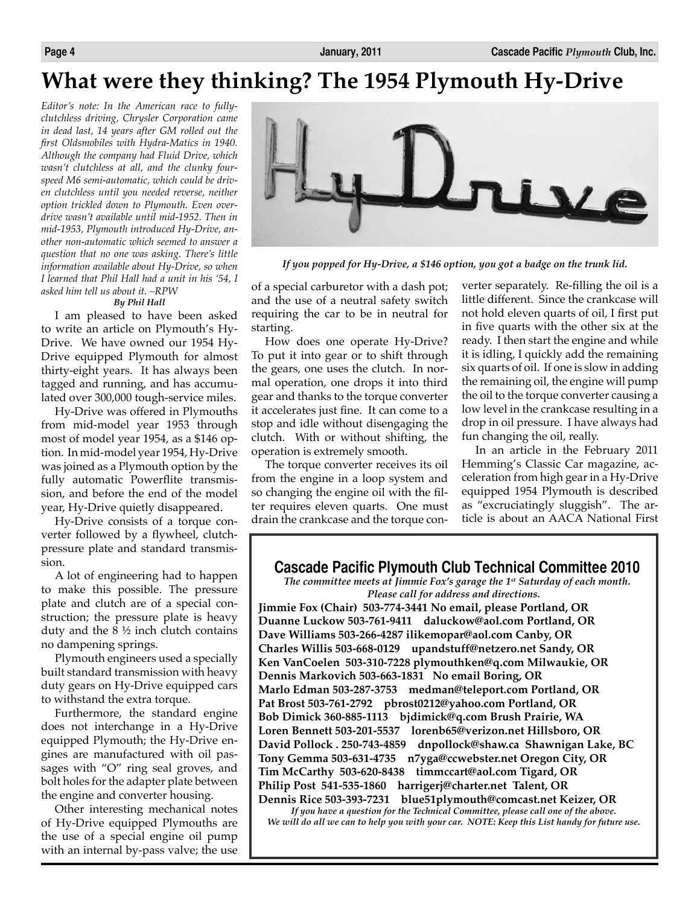# What were they thinking? The 1954 Plymouth Hy-Drive

*Editor's note: In the American race to fully-clutchless driving, Chrysler Corporation came in dead last, 14 years after GM rolled out the first Oldsmobiles with Hydra-Matics in 1940. Although the company had Fluid Drive, which wasn't clutchless at all, and the clunky four-speed M6 semi-automatic, which could be driven clutchless until you needed reverse, neither option trickled down to Plymouth. Even overdrive wasn't available until mid-1952. Then in mid-1953, Plymouth introduced Hy-Drive, another non-automatic which seemed to answer a question that no one was asking. There's little information available about Hy-Drive, so when I learned that Phil Hall had a unit in his '54, I asked him tell us about it. –RPW*

***By Phil Hall***

I am pleased to have been asked to write an article on Plymouth's Hy-Drive. We have owned our 1954 Hy-Drive equipped Plymouth for almost thirty-eight years. It has always been tagged and running, and has accumulated over 300,000 tough-service miles.

Hy-Drive was offered in Plymouths from mid-model year 1953 through most of model year 1954, as a $146 option. In mid-model year 1954, Hy-Drive was joined as a Plymouth option by the fully automatic Powerflite transmission, and before the end of the model year, Hy-Drive quietly disappeared.

Hy-Drive consists of a torque converter followed by a flywheel, clutch-pressure plate and standard transmission.

A lot of engineering had to happen to make this possible. The pressure plate and clutch are of a special construction; the pressure plate is heavy duty and the 8 ½ inch clutch contains no dampening springs.

Plymouth engineers used a specially built standard transmission with heavy duty gears on Hy-Drive equipped cars to withstand the extra torque.

Furthermore, the standard engine does not interchange in a Hy-Drive equipped Plymouth; the Hy-Drive engines are manufactured with oil passages with "O" ring seal groves, and bolt holes for the adapter plate between the engine and converter housing.

Other interesting mechanical notes of Hy-Drive equipped Plymouths are the use of a special engine oil pump with an internal by-pass valve; the use of a special carburetor with a dash pot; and the use of a neutral safety switch requiring the car to be in neutral for starting.

*If you popped for Hy-Drive, a $146 option, you got a badge on the trunk lid.*

How does one operate Hy-Drive? To put it into gear or to shift through the gears, one uses the clutch. In normal operation, one drops it into third gear and thanks to the torque converter it accelerates just fine. It can come to a stop and idle without disengaging the clutch. With or without shifting, the operation is extremely smooth.

The torque converter receives its oil from the engine in a loop system and so changing the engine oil with the filter requires eleven quarts. One must drain the crankcase and the torque converter separately. Re-filling the oil is a little different. Since the crankcase will not hold eleven quarts of oil, I first put in five quarts with the other six at the ready. I then start the engine and while it is idling, I quickly add the remaining six quarts of oil. If one is slow in adding the remaining oil, the engine will pump the oil to the torque converter causing a low level in the crankcase resulting in a drop in oil pressure. I have always had fun changing the oil, really.

In an article in the February 2011 Hemming's Classic Car magazine, acceleration from high gear in a Hy-Drive equipped 1954 Plymouth is described as "excruciatingly sluggish". The article is about an AACA National First

## Cascade Pacific Plymouth Club Technical Committee 2010

***The committee meets at Jimmie Fox's garage the 1st Saturday of each month. Please call for address and directions.***

**Jimmie Fox (Chair) 503-774-3441 No email, please Portland, OR**
**Duanne Luckow 503-761-9411 daluckow@aol.com Portland, OR**
**Dave Williams 503-266-4287 ilikemopar@aol.com Canby, OR**
**Charles Willis 503-668-0129 upandstuff@netzero.net Sandy, OR**
**Ken VanCoelen 503-310-7228 plymouthken@q.com Milwaukie, OR**
**Dennis Markovich 503-663-1831 No email Boring, OR**
**Marlo Edman 503-287-3753 medman@teleport.com Portland, OR**
**Pat Brost 503-761-2792 pbrost0212@yahoo.com Portland, OR**
**Bob Dimick 360-885-1113 bjdimick@q.com Brush Prairie, WA**
**Loren Bennett 503-201-5537 lorenb65@verizon.net Hillsboro, OR**
**David Pollock . 250-743-4859 dnpollock@shaw.ca Shawnigan Lake, BC**
**Tony Gemma 503-631-4735 n7yga@ccwebster.net Oregon City, OR**
**Tim McCarthy 503-620-8438 timmccart@aol.com Tigard, OR**
**Philip Post 541-535-1860 harrigerj@charter.net Talent, OR**
**Dennis Rice 503-393-7231 blue51plymouth@comcast.net Keizer, OR**

***If you have a question for the Technical Committee, please call one of the above. We will do all we can to help you with your car. NOTE: Keep this List handy for future use.***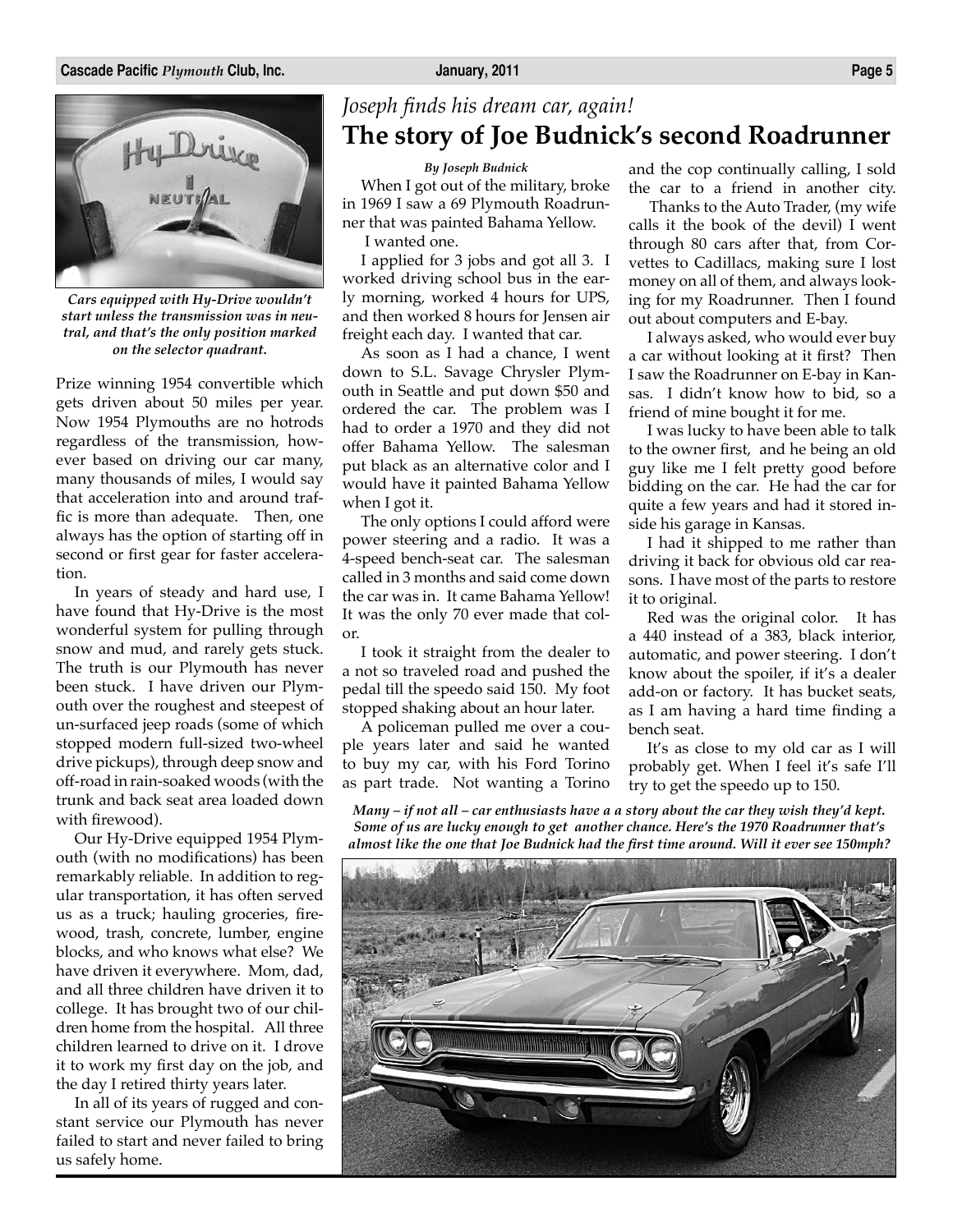*Cars equipped with Hy-Drive wouldn't start unless the transmission was in neutral, and that's the only position marked on the selector quadrant.*

Prize winning 1954 convertible which gets driven about 50 miles per year. Now 1954 Plymouths are no hotrods regardless of the transmission, however based on driving our car many, many thousands of miles, I would say that acceleration into and around traffic is more than adequate. Then, one always has the option of starting off in second or first gear for faster acceleration.

In years of steady and hard use, I have found that Hy-Drive is the most wonderful system for pulling through snow and mud, and rarely gets stuck. The truth is our Plymouth has never been stuck. I have driven our Plymouth over the roughest and steepest of un-surfaced jeep roads (some of which stopped modern full-sized two-wheel drive pickups), through deep snow and off-road in rain-soaked woods (with the trunk and back seat area loaded down with firewood).

Our Hy-Drive equipped 1954 Plymouth (with no modifications) has been remarkably reliable. In addition to regular transportation, it has often served us as a truck; hauling groceries, firewood, trash, concrete, lumber, engine blocks, and who knows what else? We have driven it everywhere. Mom, dad, and all three children have driven it to college. It has brought two of our children home from the hospital. All three children learned to drive on it. I drove it to work my first day on the job, and the day I retired thirty years later.

In all of its years of rugged and constant service our Plymouth has never failed to start and never failed to bring us safely home.

*Joseph finds his dream car, again!*

# The story of Joe Budnick's second Roadrunner

***By Joseph Budnick***

When I got out of the military, broke in 1969 I saw a 69 Plymouth Roadrunner that was painted Bahama Yellow.

I wanted one.

I applied for 3 jobs and got all 3. I worked driving school bus in the early morning, worked 4 hours for UPS, and then worked 8 hours for Jensen air freight each day. I wanted that car.

As soon as I had a chance, I went down to S.L. Savage Chrysler Plymouth in Seattle and put down $50 and ordered the car. The problem was I had to order a 1970 and they did not offer Bahama Yellow. The salesman put black as an alternative color and I would have it painted Bahama Yellow when I got it.

The only options I could afford were power steering and a radio. It was a 4-speed bench-seat car. The salesman called in 3 months and said come down the car was in. It came Bahama Yellow! It was the only 70 ever made that color.

I took it straight from the dealer to a not so traveled road and pushed the pedal till the speedo said 150. My foot stopped shaking about an hour later.

A policeman pulled me over a couple years later and said he wanted to buy my car, with his Ford Torino as part trade. Not wanting a Torino and the cop continually calling, I sold the car to a friend in another city.

Thanks to the Auto Trader, (my wife calls it the book of the devil) I went through 80 cars after that, from Corvettes to Cadillacs, making sure I lost money on all of them, and always looking for my Roadrunner. Then I found out about computers and E-bay.

I always asked, who would ever buy a car without looking at it first? Then I saw the Roadrunner on E-bay in Kansas. I didn't know how to bid, so a friend of mine bought it for me.

I was lucky to have been able to talk to the owner first, and he being an old guy like me I felt pretty good before bidding on the car. He had the car for quite a few years and had it stored inside his garage in Kansas.

I had it shipped to me rather than driving it back for obvious old car reasons. I have most of the parts to restore it to original.

Red was the original color. It has a 440 instead of a 383, black interior, automatic, and power steering. I don't know about the spoiler, if it's a dealer add-on or factory. It has bucket seats, as I am having a hard time finding a bench seat.

It's as close to my old car as I will probably get. When I feel it's safe I'll try to get the speedo up to 150.

***Many – if not all – car enthusiasts have a a story about the car they wish they'd kept. Some of us are lucky enough to get another chance. Here's the 1970 Roadrunner that's almost like the one that Joe Budnick had the first time around. Will it ever see 150mph?***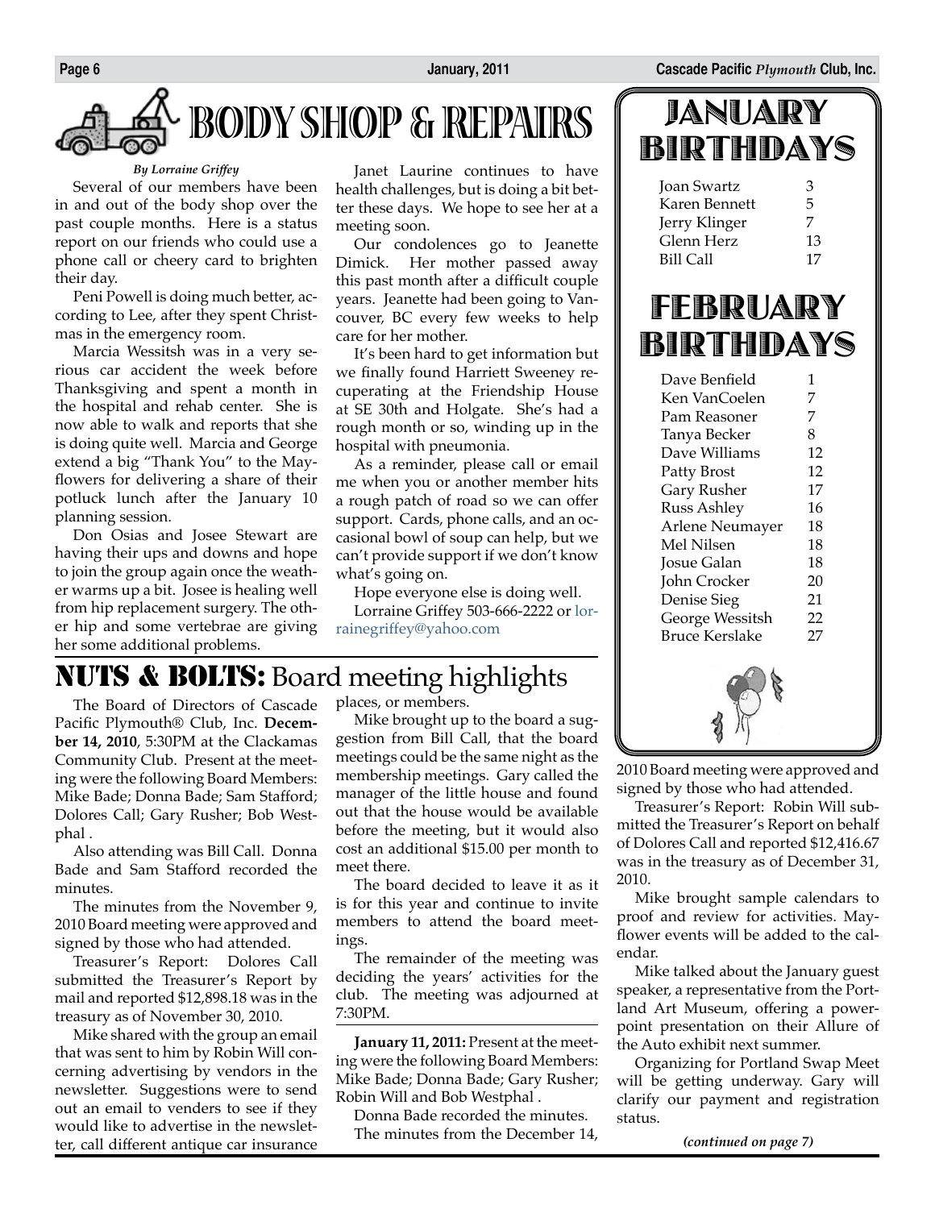# BODY SHOP & REPAIRS

*By Lorraine Griffey*

Several of our members have been in and out of the body shop over the past couple months. Here is a status report on our friends who could use a phone call or cheery card to brighten their day.

Peni Powell is doing much better, according to Lee, after they spent Christmas in the emergency room.

Marcia Wessitsh was in a very serious car accident the week before Thanksgiving and spent a month in the hospital and rehab center. She is now able to walk and reports that she is doing quite well. Marcia and George extend a big "Thank You" to the Mayflowers for delivering a share of their potluck lunch after the January 10 planning session.

Don Osias and Josee Stewart are having their ups and downs and hope to join the group again once the weather warms up a bit. Josee is healing well from hip replacement surgery. The other hip and some vertebrae are giving her some additional problems.

Janet Laurine continues to have health challenges, but is doing a bit better these days. We hope to see her at a meeting soon.

Our condolences go to Jeanette Dimick. Her mother passed away this past month after a difficult couple years. Jeanette had been going to Vancouver, BC every few weeks to help care for her mother.

It's been hard to get information but we finally found Harriett Sweeney recuperating at the Friendship House at SE 30th and Holgate. She's had a rough month or so, winding up in the hospital with pneumonia.

As a reminder, please call or email me when you or another member hits a rough patch of road so we can offer support. Cards, phone calls, and an occasional bowl of soup can help, but we can't provide support if we don't know what's going on.

Hope everyone else is doing well.

Lorraine Griffey 503-666-2222 or lorrainegriffey@yahoo.com

# JANUARY BIRTHDAYS

| | |
|---|---|
| Joan Swartz | 3 |
| Karen Bennett | 5 |
| Jerry Klinger | 7 |
| Glenn Herz | 13 |
| Bill Call | 17 |

# FEBRUARY BIRTHDAYS

| | |
|---|---|
| Dave Benfield | 1 |
| Ken VanCoelen | 7 |
| Pam Reasoner | 7 |
| Tanya Becker | 8 |
| Dave Williams | 12 |
| Patty Brost | 12 |
| Gary Rusher | 17 |
| Russ Ashley | 16 |
| Arlene Neumayer | 18 |
| Mel Nilsen | 18 |
| Josue Galan | 18 |
| John Crocker | 20 |
| Denise Sieg | 21 |
| George Wessitsh | 22 |
| Bruce Kerslake | 27 |

# NUTS & BOLTS: Board meeting highlights

The Board of Directors of Cascade Pacific Plymouth® Club, Inc. **December 14, 2010**, 5:30PM at the Clackamas Community Club. Present at the meeting were the following Board Members: Mike Bade; Donna Bade; Sam Stafford; Dolores Call; Gary Rusher; Bob Westphal .

Also attending was Bill Call. Donna Bade and Sam Stafford recorded the minutes.

The minutes from the November 9, 2010 Board meeting were approved and signed by those who had attended.

Treasurer's Report: Dolores Call submitted the Treasurer's Report by mail and reported $12,898.18 was in the treasury as of November 30, 2010.

Mike shared with the group an email that was sent to him by Robin Will concerning advertising by vendors in the newsletter. Suggestions were to send out an email to venders to see if they would like to advertise in the newsletter, call different antique car insurance places, or members.

Mike brought up to the board a suggestion from Bill Call, that the board meetings could be the same night as the membership meetings. Gary called the manager of the little house and found out that the house would be available before the meeting, but it would also cost an additional $15.00 per month to meet there.

The board decided to leave it as it is for this year and continue to invite members to attend the board meetings.

The remainder of the meeting was deciding the years' activities for the club. The meeting was adjourned at 7:30PM.

**January 11, 2011:** Present at the meeting were the following Board Members: Mike Bade; Donna Bade; Gary Rusher; Robin Will and Bob Westphal .

Donna Bade recorded the minutes.

The minutes from the December 14, 2010 Board meeting were approved and signed by those who had attended.

Treasurer's Report: Robin Will submitted the Treasurer's Report on behalf of Dolores Call and reported $12,416.67 was in the treasury as of December 31, 2010.

Mike brought sample calendars to proof and review for activities. Mayflower events will be added to the calendar.

Mike talked about the January guest speaker, a representative from the Portland Art Museum, offering a powerpoint presentation on their Allure of the Auto exhibit next summer.

Organizing for Portland Swap Meet will be getting underway. Gary will clarify our payment and registration status.

*(continued on page 7)*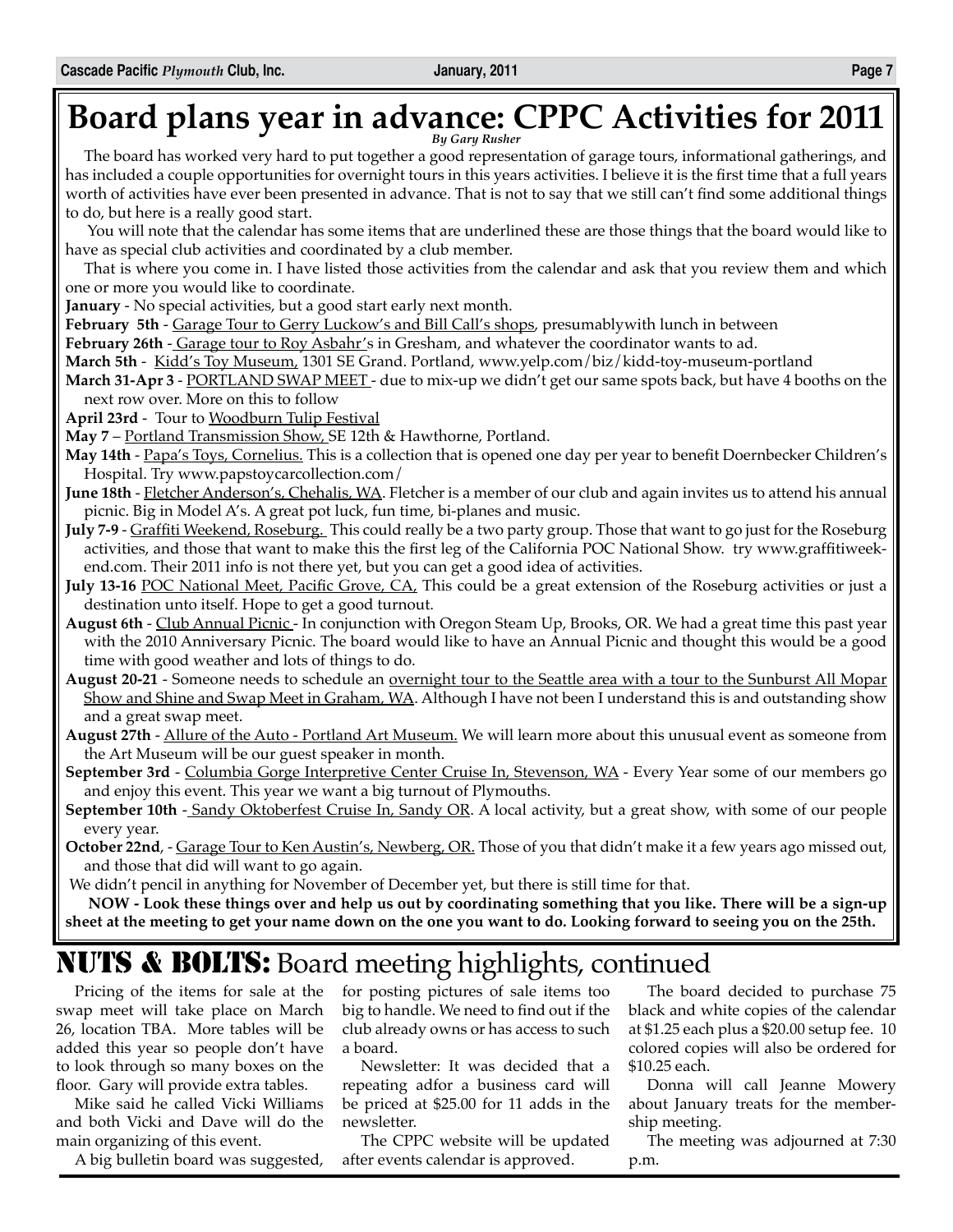# Board plans year in advance: CPPC Activities for 2011

*By Gary Rusher*

The board has worked very hard to put together a good representation of garage tours, informational gatherings, and has included a couple opportunities for overnight tours in this years activities. I believe it is the first time that a full years worth of activities have ever been presented in advance. That is not to say that we still can't find some additional things to do, but here is a really good start.

You will note that the calendar has some items that are underlined these are those things that the board would like to have as special club activities and coordinated by a club member.

That is where you come in. I have listed those activities from the calendar and ask that you review them and which one or more you would like to coordinate.

**January** - No special activities, but a good start early next month.

**February 5th** - Garage Tour to Gerry Luckow's and Bill Call's shops, presumablywith lunch in between

**February 26th** - Garage tour to Roy Asbahr's in Gresham, and whatever the coordinator wants to ad.

**March 5th** - Kidd's Toy Museum, 1301 SE Grand. Portland, www.yelp.com/biz/kidd-toy-museum-portland

**March 31-Apr 3** - PORTLAND SWAP MEET - due to mix-up we didn't get our same spots back, but have 4 booths on the next row over. More on this to follow

**April 23rd** - Tour to Woodburn Tulip Festival

**May 7** – Portland Transmission Show, SE 12th & Hawthorne, Portland.

**May 14th** - Papa's Toys, Cornelius. This is a collection that is opened one day per year to benefit Doernbecker Children's Hospital. Try www.papstoycarcollection.com/

**June 18th** - Fletcher Anderson's, Chehalis, WA. Fletcher is a member of our club and again invites us to attend his annual picnic. Big in Model A's. A great pot luck, fun time, bi-planes and music.

**July 7-9** - Graffiti Weekend, Roseburg. This could really be a two party group. Those that want to go just for the Roseburg activities, and those that want to make this the first leg of the California POC National Show. try www.graffitiweekend.com. Their 2011 info is not there yet, but you can get a good idea of activities.

**July 13-16** POC National Meet, Pacific Grove, CA, This could be a great extension of the Roseburg activities or just a destination unto itself. Hope to get a good turnout.

**August 6th** - Club Annual Picnic - In conjunction with Oregon Steam Up, Brooks, OR. We had a great time this past year with the 2010 Anniversary Picnic. The board would like to have an Annual Picnic and thought this would be a good time with good weather and lots of things to do.

**August 20-21** - Someone needs to schedule an overnight tour to the Seattle area with a tour to the Sunburst All Mopar Show and Shine and Swap Meet in Graham, WA. Although I have not been I understand this is and outstanding show and a great swap meet.

**August 27th** - Allure of the Auto - Portland Art Museum. We will learn more about this unusual event as someone from the Art Museum will be our guest speaker in month.

**September 3rd** - Columbia Gorge Interpretive Center Cruise In, Stevenson, WA - Every Year some of our members go and enjoy this event. This year we want a big turnout of Plymouths.

**September 10th** - Sandy Oktoberfest Cruise In, Sandy OR. A local activity, but a great show, with some of our people every year.

**October 22nd**, - Garage Tour to Ken Austin's, Newberg, OR. Those of you that didn't make it a few years ago missed out, and those that did will want to go again.

We didn't pencil in anything for November of December yet, but there is still time for that.

**NOW - Look these things over and help us out by coordinating something that you like. There will be a sign-up sheet at the meeting to get your name down on the one you want to do. Looking forward to seeing you on the 25th.**

## NUTS & BOLTS: Board meeting highlights, continued

Pricing of the items for sale at the swap meet will take place on March 26, location TBA. More tables will be added this year so people don't have to look through so many boxes on the floor. Gary will provide extra tables.

Mike said he called Vicki Williams and both Vicki and Dave will do the main organizing of this event.

A big bulletin board was suggested, for posting pictures of sale items too big to handle. We need to find out if the club already owns or has access to such a board.

Newsletter: It was decided that a repeating adfor a business card will be priced at $25.00 for 11 adds in the newsletter.

The CPPC website will be updated after events calendar is approved.

The board decided to purchase 75 black and white copies of the calendar at $1.25 each plus a $20.00 setup fee. 10 colored copies will also be ordered for $10.25 each.

Donna will call Jeanne Mowery about January treats for the membership meeting.

The meeting was adjourned at 7:30 p.m.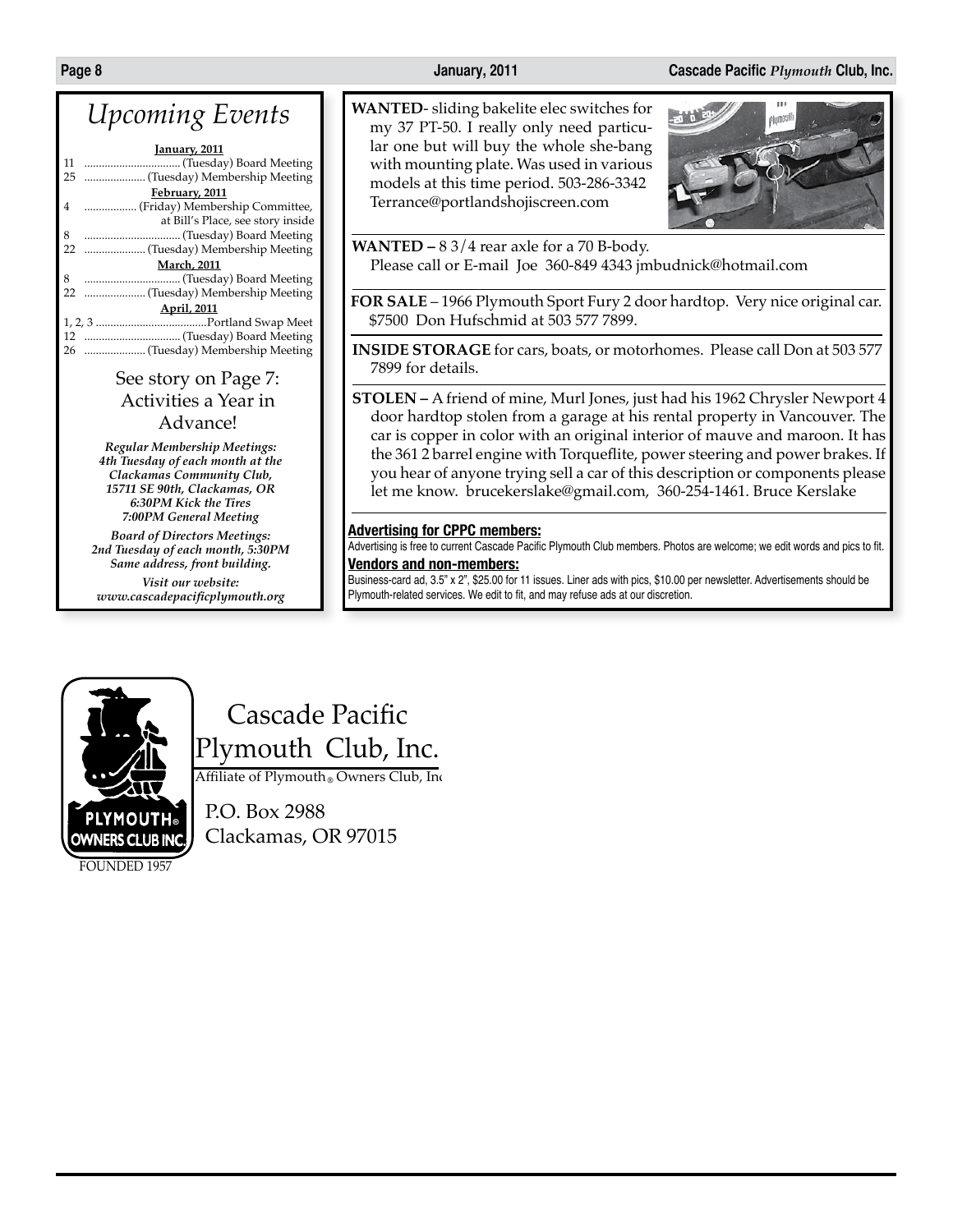## Upcoming Events

**January, 2011**

11 .............................. (Tuesday) Board Meeting
25 .................... (Tuesday) Membership Meeting

**February, 2011**

4 ................ (Friday) Membership Committee, at Bill's Place, see story inside
8 .............................. (Tuesday) Board Meeting
22 .................... (Tuesday) Membership Meeting

**March, 2011**

8 .............................. (Tuesday) Board Meeting
22 .................... (Tuesday) Membership Meeting

**April, 2011**

1, 2, 3 ....................................Portland Swap Meet
12 .............................. (Tuesday) Board Meeting
26 .................... (Tuesday) Membership Meeting

See story on Page 7: Activities a Year in Advance!

*Regular Membership Meetings:*
*4th Tuesday of each month at the Clackamas Community Club, 15711 SE 90th, Clackamas, OR*
*6:30PM Kick the Tires*
*7:00PM General Meeting*

*Board of Directors Meetings:*
*2nd Tuesday of each month, 5:30PM*
*Same address, front building.*

*Visit our website:*
*www.cascadepacificplymouth.org*

**WANTED**- sliding bakelite elec switches for my 37 PT-50. I really only need particular one but will buy the whole she-bang with mounting plate. Was used in various models at this time period. 503-286-3342 Terrance@portlandshojiscreen.com

**WANTED –** 8 3/4 rear axle for a 70 B-body. Please call or E-mail Joe 360-849 4343 jmbudnick@hotmail.com

**FOR SALE** – 1966 Plymouth Sport Fury 2 door hardtop. Very nice original car. $7500 Don Hufschmid at 503 577 7899.

**INSIDE STORAGE** for cars, boats, or motorhomes. Please call Don at 503 577 7899 for details.

**STOLEN –** A friend of mine, Murl Jones, just had his 1962 Chrysler Newport 4 door hardtop stolen from a garage at his rental property in Vancouver. The car is copper in color with an original interior of mauve and maroon. It has the 361 2 barrel engine with Torqueflite, power steering and power brakes. If you hear of anyone trying sell a car of this description or components please let me know. brucekerslake@gmail.com, 360-254-1461. Bruce Kerslake

**Advertising for CPPC members:**
Advertising is free to current Cascade Pacific Plymouth Club members. Photos are welcome; we edit words and pics to fit.

**Vendors and non-members:**
Business-card ad, 3.5" x 2", $25.00 for 11 issues. Liner ads with pics, $10.00 per newsletter. Advertisements should be Plymouth-related services. We edit to fit, and may refuse ads at our discretion.

PLYMOUTH® OWNERS CLUB INC.
FOUNDED 1957

Cascade Pacific Plymouth Club, Inc.
Affiliate of Plymouth® Owners Club, Inc

P.O. Box 2988
Clackamas, OR 97015